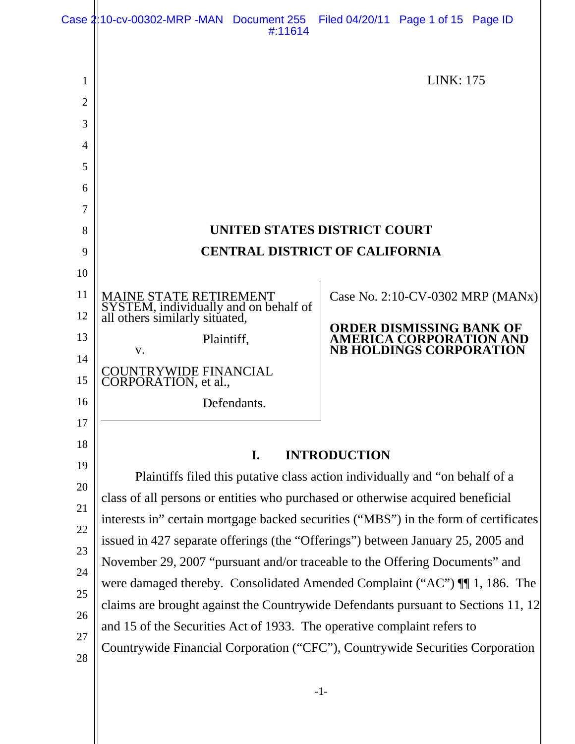LINK: 175

# UNITED STATES DISTRICT COURT
# CENTRAL DISTRICT OF CALIFORNIA

MAINE STATE RETIREMENT SYSTEM, individually and on behalf of all others similarly situated,

Plaintiff,

v.

COUNTRYWIDE FINANCIAL CORPORATION, et al.,

Defendants.

Case No. 2:10-CV-0302 MRP (MANx)

**ORDER DISMISSING BANK OF AMERICA CORPORATION AND NB HOLDINGS CORPORATION**

## I. INTRODUCTION

Plaintiffs filed this putative class action individually and "on behalf of a class of all persons or entities who purchased or otherwise acquired beneficial interests in" certain mortgage backed securities ("MBS") in the form of certificates issued in 427 separate offerings (the "Offerings") between January 25, 2005 and November 29, 2007 "pursuant and/or traceable to the Offering Documents" and were damaged thereby. Consolidated Amended Complaint ("AC") ¶¶ 1, 186. The claims are brought against the Countrywide Defendants pursuant to Sections 11, 12 and 15 of the Securities Act of 1933. The operative complaint refers to Countrywide Financial Corporation ("CFC"), Countrywide Securities Corporation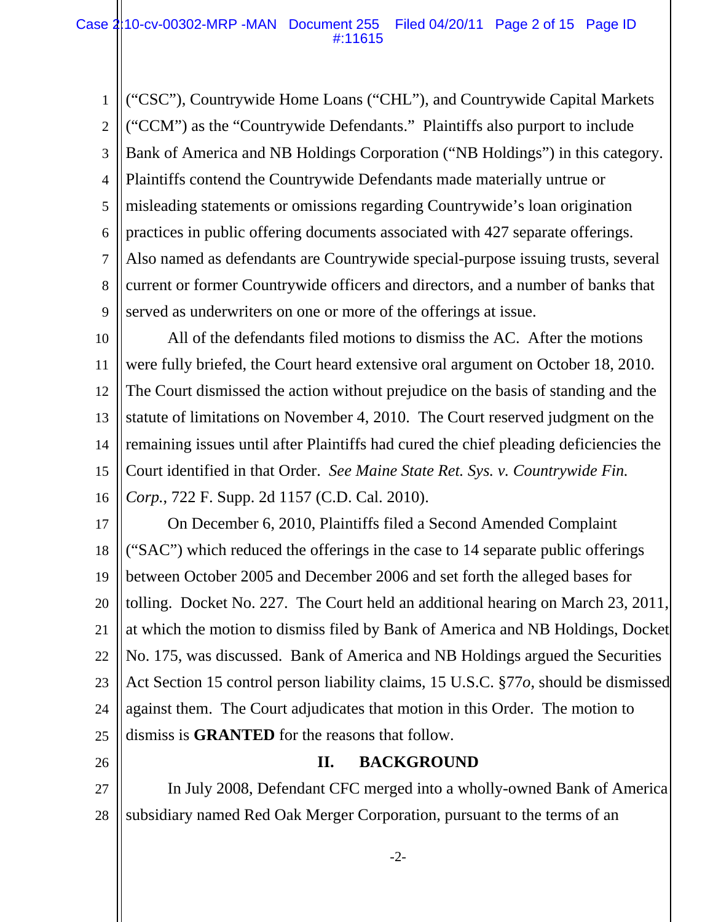("CSC"), Countrywide Home Loans ("CHL"), and Countrywide Capital Markets ("CCM") as the "Countrywide Defendants." Plaintiffs also purport to include Bank of America and NB Holdings Corporation ("NB Holdings") in this category. Plaintiffs contend the Countrywide Defendants made materially untrue or misleading statements or omissions regarding Countrywide's loan origination practices in public offering documents associated with 427 separate offerings. Also named as defendants are Countrywide special-purpose issuing trusts, several current or former Countrywide officers and directors, and a number of banks that served as underwriters on one or more of the offerings at issue.

All of the defendants filed motions to dismiss the AC. After the motions were fully briefed, the Court heard extensive oral argument on October 18, 2010. The Court dismissed the action without prejudice on the basis of standing and the statute of limitations on November 4, 2010. The Court reserved judgment on the remaining issues until after Plaintiffs had cured the chief pleading deficiencies the Court identified in that Order. *See Maine State Ret. Sys. v. Countrywide Fin. Corp.*, 722 F. Supp. 2d 1157 (C.D. Cal. 2010).

On December 6, 2010, Plaintiffs filed a Second Amended Complaint ("SAC") which reduced the offerings in the case to 14 separate public offerings between October 2005 and December 2006 and set forth the alleged bases for tolling. Docket No. 227. The Court held an additional hearing on March 23, 2011, at which the motion to dismiss filed by Bank of America and NB Holdings, Docket No. 175, was discussed. Bank of America and NB Holdings argued the Securities Act Section 15 control person liability claims, 15 U.S.C. §77*o*, should be dismissed against them. The Court adjudicates that motion in this Order. The motion to dismiss is **GRANTED** for the reasons that follow.

## II. BACKGROUND

In July 2008, Defendant CFC merged into a wholly-owned Bank of America subsidiary named Red Oak Merger Corporation, pursuant to the terms of an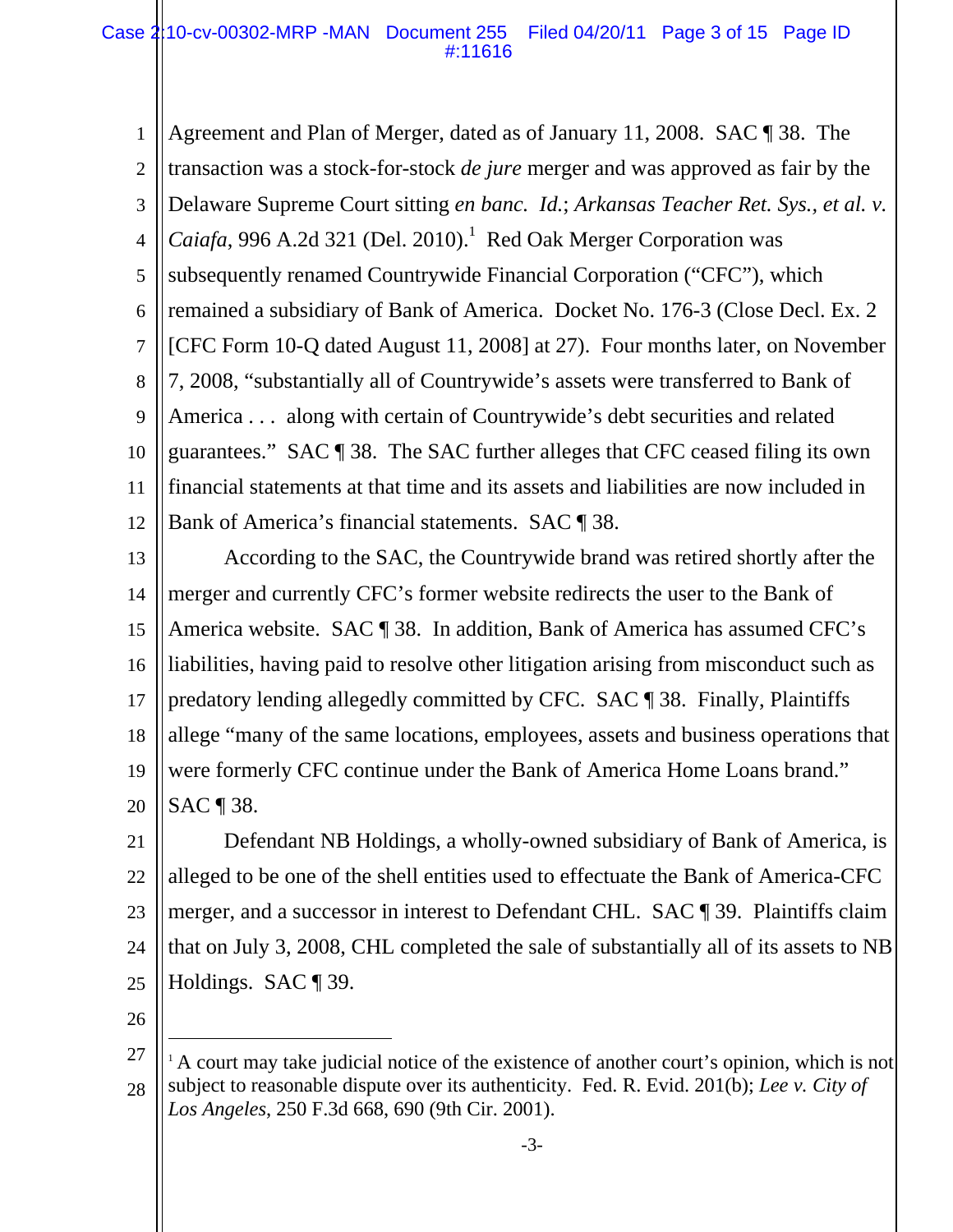Agreement and Plan of Merger, dated as of January 11, 2008. SAC ¶ 38. The transaction was a stock-for-stock *de jure* merger and was approved as fair by the Delaware Supreme Court sitting *en banc*. *Id.*; *Arkansas Teacher Ret. Sys., et al. v. Caiafa*, 996 A.2d 321 (Del. 2010).[1] Red Oak Merger Corporation was subsequently renamed Countrywide Financial Corporation ("CFC"), which remained a subsidiary of Bank of America. Docket No. 176-3 (Close Decl. Ex. 2 [CFC Form 10-Q dated August 11, 2008] at 27). Four months later, on November 7, 2008, "substantially all of Countrywide's assets were transferred to Bank of America . . . along with certain of Countrywide's debt securities and related guarantees." SAC ¶ 38. The SAC further alleges that CFC ceased filing its own financial statements at that time and its assets and liabilities are now included in Bank of America's financial statements. SAC ¶ 38.

According to the SAC, the Countrywide brand was retired shortly after the merger and currently CFC's former website redirects the user to the Bank of America website. SAC ¶ 38. In addition, Bank of America has assumed CFC's liabilities, having paid to resolve other litigation arising from misconduct such as predatory lending allegedly committed by CFC. SAC ¶ 38. Finally, Plaintiffs allege "many of the same locations, employees, assets and business operations that were formerly CFC continue under the Bank of America Home Loans brand." SAC ¶ 38.

Defendant NB Holdings, a wholly-owned subsidiary of Bank of America, is alleged to be one of the shell entities used to effectuate the Bank of America-CFC merger, and a successor in interest to Defendant CHL. SAC ¶ 39. Plaintiffs claim that on July 3, 2008, CHL completed the sale of substantially all of its assets to NB Holdings. SAC ¶ 39.

---

[1] A court may take judicial notice of the existence of another court's opinion, which is not subject to reasonable dispute over its authenticity. Fed. R. Evid. 201(b); *Lee v. City of Los Angeles*, 250 F.3d 668, 690 (9th Cir. 2001).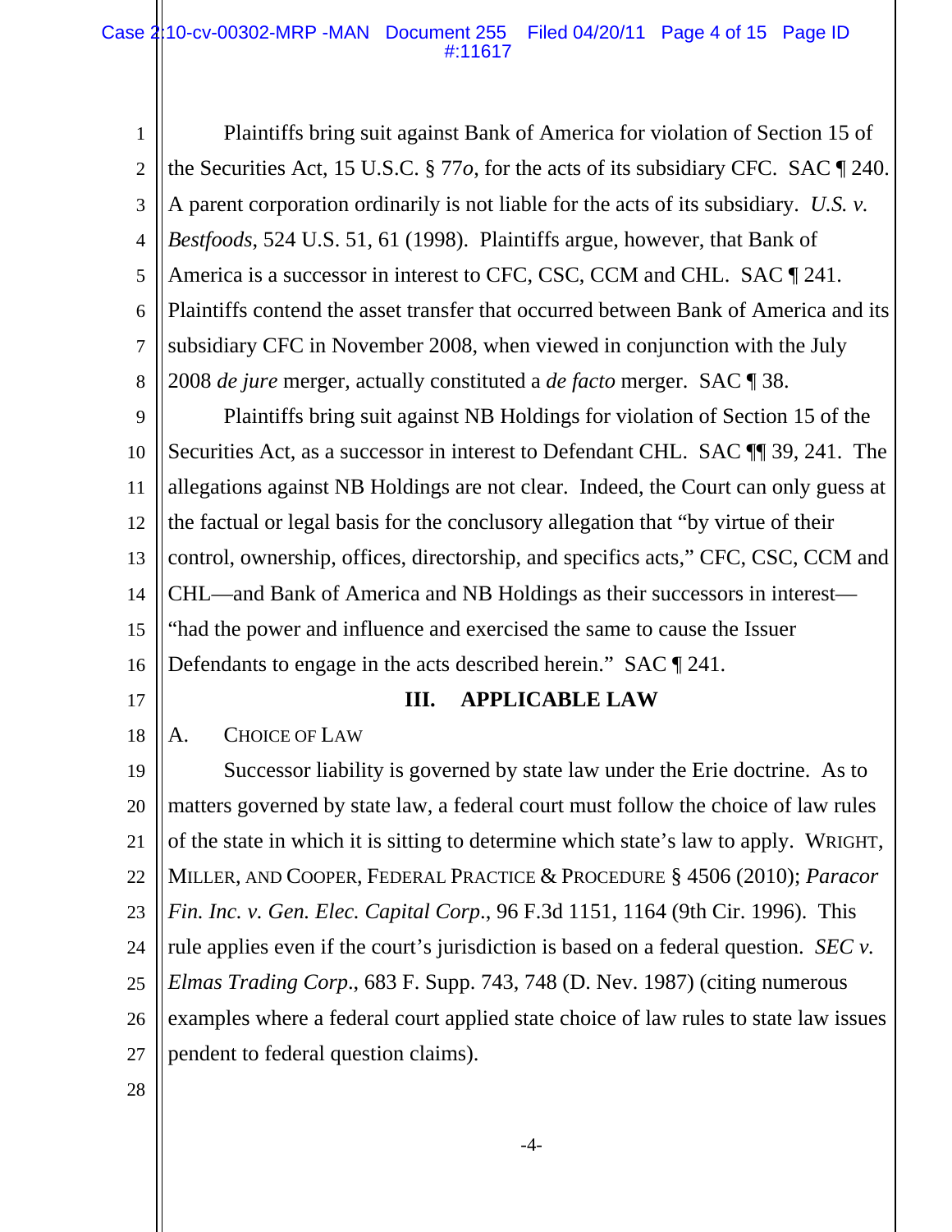Plaintiffs bring suit against Bank of America for violation of Section 15 of the Securities Act, 15 U.S.C. § 77*o*, for the acts of its subsidiary CFC. SAC ¶ 240. A parent corporation ordinarily is not liable for the acts of its subsidiary. *U.S. v. Bestfoods*, 524 U.S. 51, 61 (1998). Plaintiffs argue, however, that Bank of America is a successor in interest to CFC, CSC, CCM and CHL. SAC ¶ 241. Plaintiffs contend the asset transfer that occurred between Bank of America and its subsidiary CFC in November 2008, when viewed in conjunction with the July 2008 *de jure* merger, actually constituted a *de facto* merger. SAC ¶ 38.

Plaintiffs bring suit against NB Holdings for violation of Section 15 of the Securities Act, as a successor in interest to Defendant CHL. SAC ¶¶ 39, 241. The allegations against NB Holdings are not clear. Indeed, the Court can only guess at the factual or legal basis for the conclusory allegation that "by virtue of their control, ownership, offices, directorship, and specifics acts," CFC, CSC, CCM and CHL—and Bank of America and NB Holdings as their successors in interest—"had the power and influence and exercised the same to cause the Issuer Defendants to engage in the acts described herein." SAC ¶ 241.

## III. APPLICABLE LAW

### A. Choice of Law

Successor liability is governed by state law under the Erie doctrine. As to matters governed by state law, a federal court must follow the choice of law rules of the state in which it is sitting to determine which state's law to apply. Wright, Miller, and Cooper, Federal Practice & Procedure § 4506 (2010); *Paracor Fin. Inc. v. Gen. Elec. Capital Corp.*, 96 F.3d 1151, 1164 (9th Cir. 1996). This rule applies even if the court's jurisdiction is based on a federal question. *SEC v. Elmas Trading Corp.*, 683 F. Supp. 743, 748 (D. Nev. 1987) (citing numerous examples where a federal court applied state choice of law rules to state law issues pendent to federal question claims).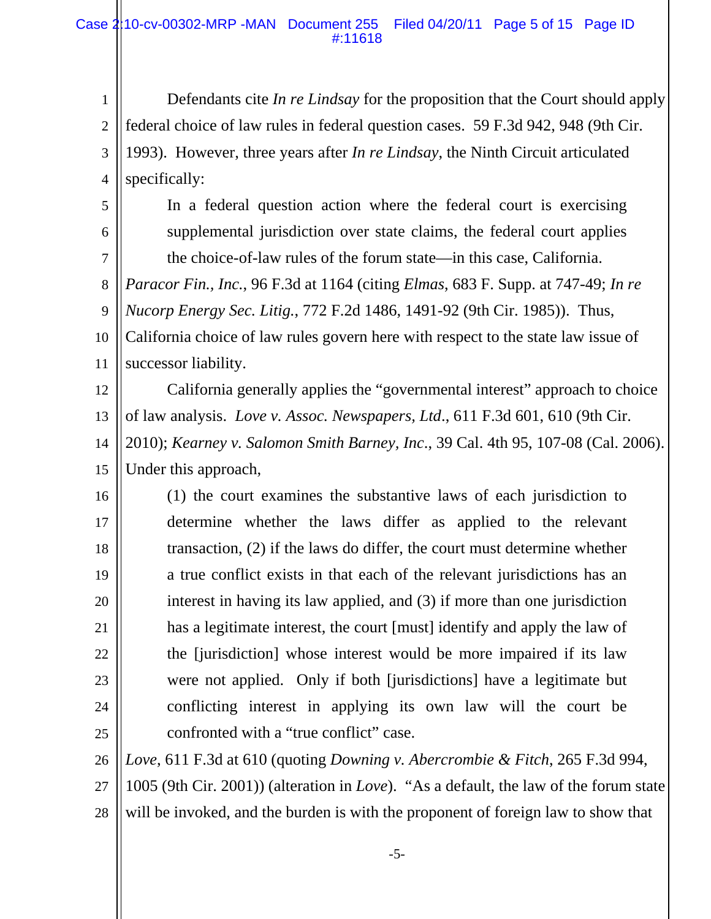Defendants cite *In re Lindsay* for the proposition that the Court should apply federal choice of law rules in federal question cases. 59 F.3d 942, 948 (9th Cir. 1993). However, three years after *In re Lindsay*, the Ninth Circuit articulated specifically:

> In a federal question action where the federal court is exercising supplemental jurisdiction over state claims, the federal court applies the choice-of-law rules of the forum state—in this case, California.

*Paracor Fin., Inc.*, 96 F.3d at 1164 (citing *Elmas*, 683 F. Supp. at 747-49; *In re Nucorp Energy Sec. Litig.*, 772 F.2d 1486, 1491-92 (9th Cir. 1985)). Thus, California choice of law rules govern here with respect to the state law issue of successor liability.

California generally applies the "governmental interest" approach to choice of law analysis. *Love v. Assoc. Newspapers, Ltd*., 611 F.3d 601, 610 (9th Cir. 2010); *Kearney v. Salomon Smith Barney, Inc*., 39 Cal. 4th 95, 107-08 (Cal. 2006). Under this approach,

> (1) the court examines the substantive laws of each jurisdiction to determine whether the laws differ as applied to the relevant transaction, (2) if the laws do differ, the court must determine whether a true conflict exists in that each of the relevant jurisdictions has an interest in having its law applied, and (3) if more than one jurisdiction has a legitimate interest, the court [must] identify and apply the law of the [jurisdiction] whose interest would be more impaired if its law were not applied. Only if both [jurisdictions] have a legitimate but conflicting interest in applying its own law will the court be confronted with a "true conflict" case.

*Love*, 611 F.3d at 610 (quoting *Downing v. Abercrombie & Fitch*, 265 F.3d 994, 1005 (9th Cir. 2001)) (alteration in *Love*). "As a default, the law of the forum state will be invoked, and the burden is with the proponent of foreign law to show that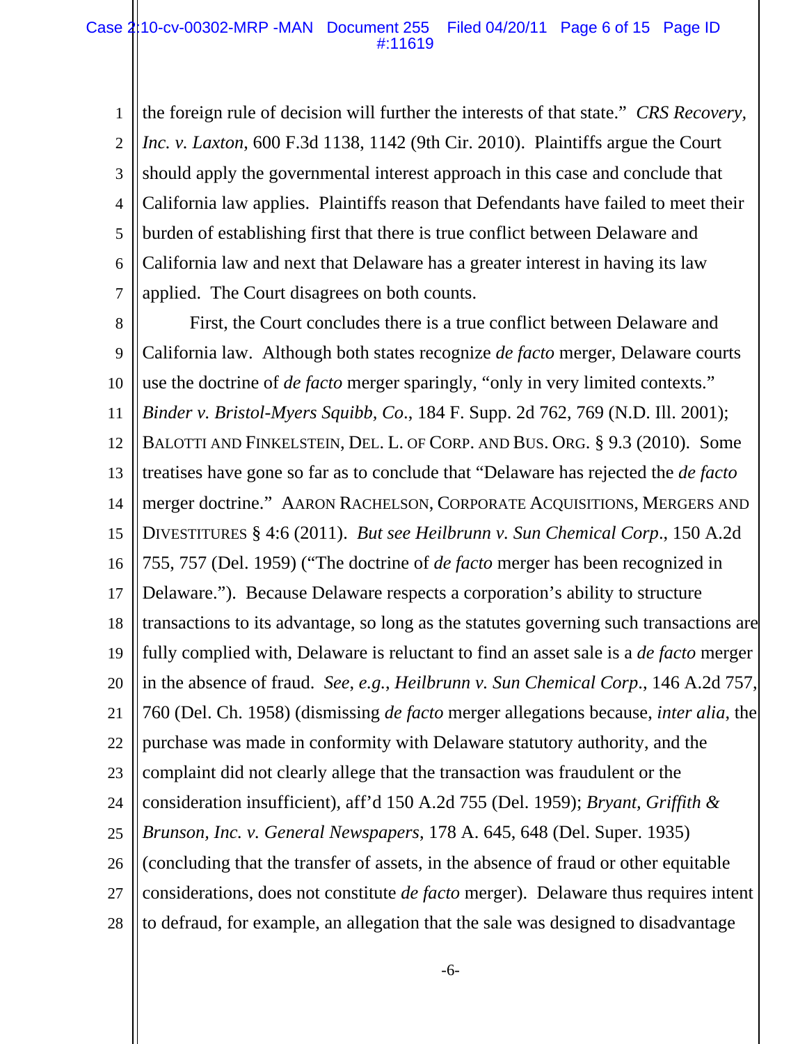the foreign rule of decision will further the interests of that state." *CRS Recovery, Inc. v. Laxton*, 600 F.3d 1138, 1142 (9th Cir. 2010). Plaintiffs argue the Court should apply the governmental interest approach in this case and conclude that California law applies. Plaintiffs reason that Defendants have failed to meet their burden of establishing first that there is true conflict between Delaware and California law and next that Delaware has a greater interest in having its law applied. The Court disagrees on both counts.

First, the Court concludes there is a true conflict between Delaware and California law. Although both states recognize *de facto* merger, Delaware courts use the doctrine of *de facto* merger sparingly, "only in very limited contexts." *Binder v. Bristol-Myers Squibb, Co.*, 184 F. Supp. 2d 762, 769 (N.D. Ill. 2001); BALOTTI AND FINKELSTEIN, DEL. L. OF CORP. AND BUS. ORG. § 9.3 (2010). Some treatises have gone so far as to conclude that "Delaware has rejected the *de facto* merger doctrine." AARON RACHELSON, CORPORATE ACQUISITIONS, MERGERS AND DIVESTITURES § 4:6 (2011). *But see Heilbrunn v. Sun Chemical Corp*., 150 A.2d 755, 757 (Del. 1959) ("The doctrine of *de facto* merger has been recognized in Delaware."). Because Delaware respects a corporation's ability to structure transactions to its advantage, so long as the statutes governing such transactions are fully complied with, Delaware is reluctant to find an asset sale is a *de facto* merger in the absence of fraud. *See, e.g., Heilbrunn v. Sun Chemical Corp*., 146 A.2d 757, 760 (Del. Ch. 1958) (dismissing *de facto* merger allegations because, *inter alia*, the purchase was made in conformity with Delaware statutory authority, and the complaint did not clearly allege that the transaction was fraudulent or the consideration insufficient), aff'd 150 A.2d 755 (Del. 1959); *Bryant, Griffith & Brunson, Inc. v. General Newspapers*, 178 A. 645, 648 (Del. Super. 1935) (concluding that the transfer of assets, in the absence of fraud or other equitable considerations, does not constitute *de facto* merger). Delaware thus requires intent to defraud, for example, an allegation that the sale was designed to disadvantage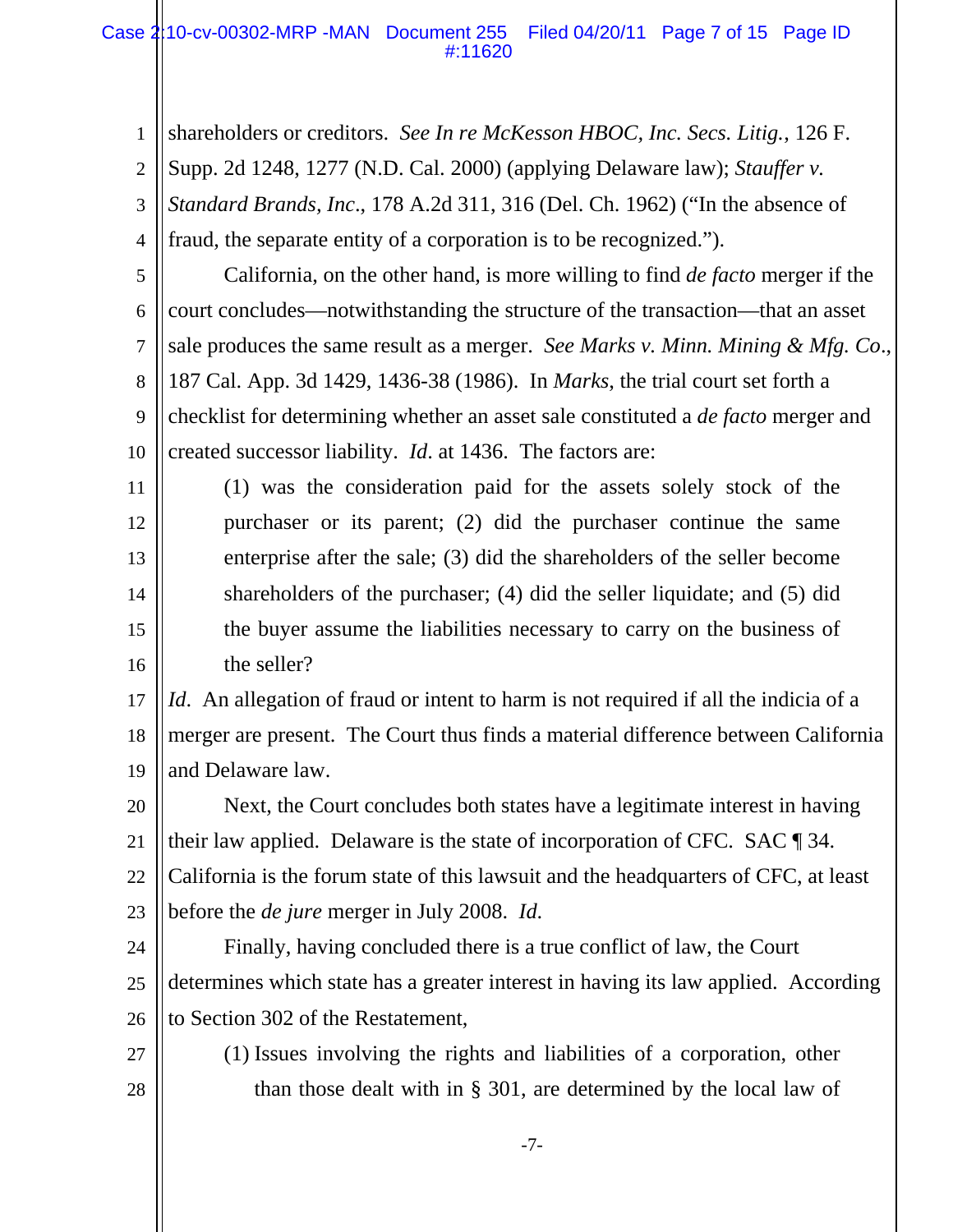shareholders or creditors. *See In re McKesson HBOC, Inc. Secs. Litig.*, 126 F. Supp. 2d 1248, 1277 (N.D. Cal. 2000) (applying Delaware law); *Stauffer v. Standard Brands, Inc*., 178 A.2d 311, 316 (Del. Ch. 1962) ("In the absence of fraud, the separate entity of a corporation is to be recognized.").

California, on the other hand, is more willing to find *de facto* merger if the court concludes—notwithstanding the structure of the transaction—that an asset sale produces the same result as a merger. *See Marks v. Minn. Mining & Mfg. Co*., 187 Cal. App. 3d 1429, 1436-38 (1986). In *Marks*, the trial court set forth a checklist for determining whether an asset sale constituted a *de facto* merger and created successor liability. *Id*. at 1436. The factors are:

> (1) was the consideration paid for the assets solely stock of the purchaser or its parent; (2) did the purchaser continue the same enterprise after the sale; (3) did the shareholders of the seller become shareholders of the purchaser; (4) did the seller liquidate; and (5) did the buyer assume the liabilities necessary to carry on the business of the seller?

*Id*. An allegation of fraud or intent to harm is not required if all the indicia of a merger are present. The Court thus finds a material difference between California and Delaware law.

Next, the Court concludes both states have a legitimate interest in having their law applied. Delaware is the state of incorporation of CFC. SAC ¶ 34. California is the forum state of this lawsuit and the headquarters of CFC, at least before the *de jure* merger in July 2008. *Id.*

Finally, having concluded there is a true conflict of law, the Court determines which state has a greater interest in having its law applied. According to Section 302 of the Restatement,

> (1) Issues involving the rights and liabilities of a corporation, other than those dealt with in § 301, are determined by the local law of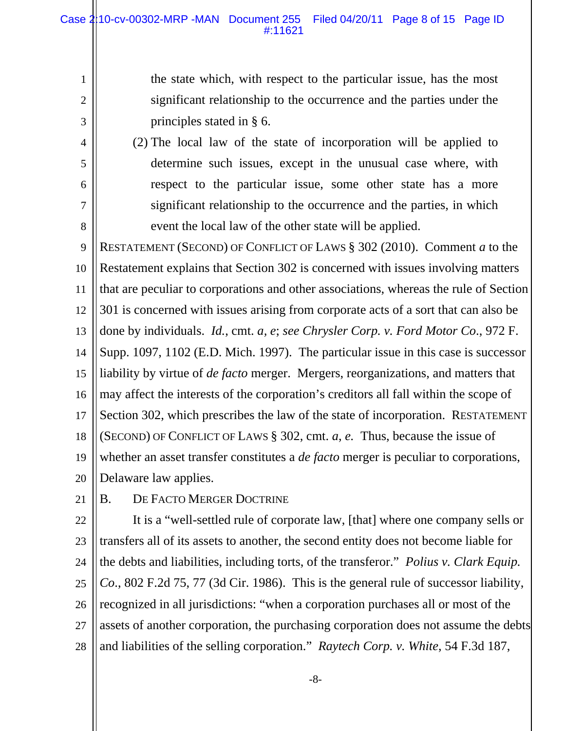> the state which, with respect to the particular issue, has the most significant relationship to the occurrence and the parties under the principles stated in § 6.
>
> (2) The local law of the state of incorporation will be applied to determine such issues, except in the unusual case where, with respect to the particular issue, some other state has a more significant relationship to the occurrence and the parties, in which event the local law of the other state will be applied.

RESTATEMENT (SECOND) OF CONFLICT OF LAWS § 302 (2010). Comment *a* to the Restatement explains that Section 302 is concerned with issues involving matters that are peculiar to corporations and other associations, whereas the rule of Section 301 is concerned with issues arising from corporate acts of a sort that can also be done by individuals. *Id.*, cmt. *a*, *e*; *see Chrysler Corp. v. Ford Motor Co*., 972 F. Supp. 1097, 1102 (E.D. Mich. 1997). The particular issue in this case is successor liability by virtue of *de facto* merger. Mergers, reorganizations, and matters that may affect the interests of the corporation's creditors all fall within the scope of Section 302, which prescribes the law of the state of incorporation. RESTATEMENT (SECOND) OF CONFLICT OF LAWS § 302, cmt. *a*, *e*. Thus, because the issue of whether an asset transfer constitutes a *de facto* merger is peculiar to corporations, Delaware law applies.

## B. DE FACTO MERGER DOCTRINE

It is a "well-settled rule of corporate law, [that] where one company sells or transfers all of its assets to another, the second entity does not become liable for the debts and liabilities, including torts, of the transferor." *Polius v. Clark Equip. Co*., 802 F.2d 75, 77 (3d Cir. 1986). This is the general rule of successor liability, recognized in all jurisdictions: "when a corporation purchases all or most of the assets of another corporation, the purchasing corporation does not assume the debts and liabilities of the selling corporation." *Raytech Corp. v. White*, 54 F.3d 187,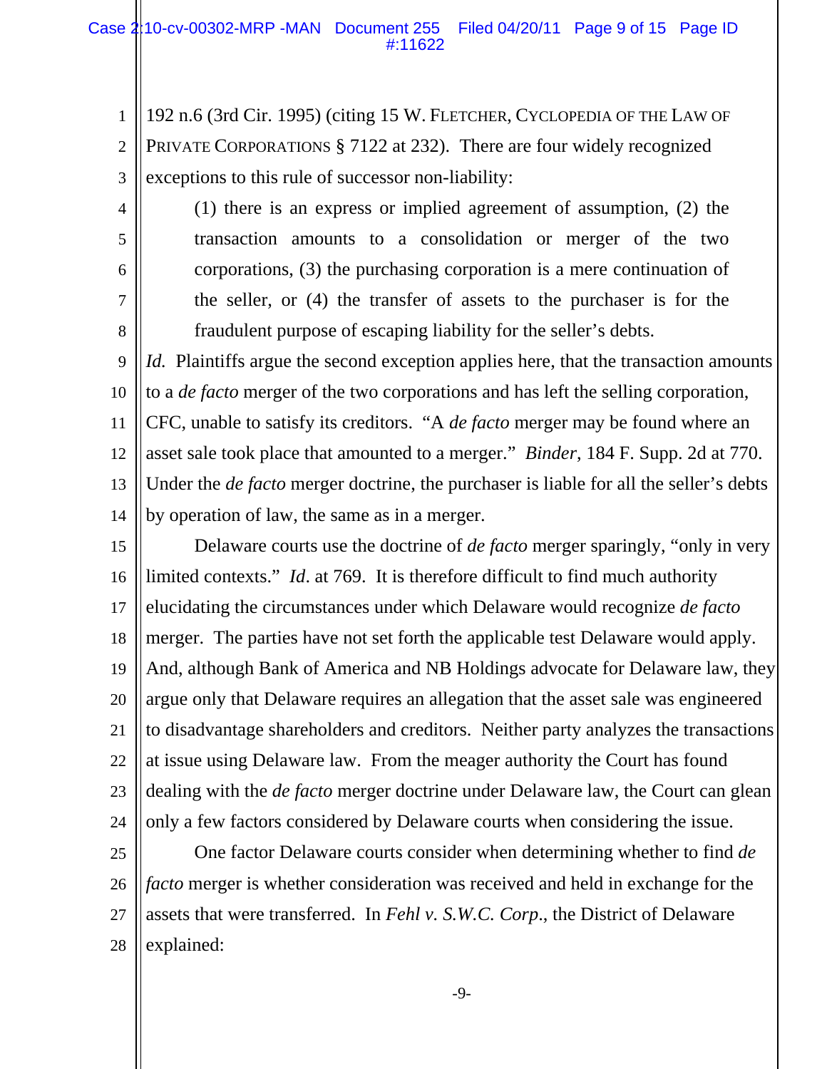192 n.6 (3rd Cir. 1995) (citing 15 W. FLETCHER, CYCLOPEDIA OF THE LAW OF PRIVATE CORPORATIONS § 7122 at 232). There are four widely recognized exceptions to this rule of successor non-liability:

> (1) there is an express or implied agreement of assumption, (2) the transaction amounts to a consolidation or merger of the two corporations, (3) the purchasing corporation is a mere continuation of the seller, or (4) the transfer of assets to the purchaser is for the fraudulent purpose of escaping liability for the seller's debts.

*Id.* Plaintiffs argue the second exception applies here, that the transaction amounts to a *de facto* merger of the two corporations and has left the selling corporation, CFC, unable to satisfy its creditors. "A *de facto* merger may be found where an asset sale took place that amounted to a merger." *Binder*, 184 F. Supp. 2d at 770. Under the *de facto* merger doctrine, the purchaser is liable for all the seller's debts by operation of law, the same as in a merger.

Delaware courts use the doctrine of *de facto* merger sparingly, "only in very limited contexts." *Id*. at 769. It is therefore difficult to find much authority elucidating the circumstances under which Delaware would recognize *de facto* merger. The parties have not set forth the applicable test Delaware would apply. And, although Bank of America and NB Holdings advocate for Delaware law, they argue only that Delaware requires an allegation that the asset sale was engineered to disadvantage shareholders and creditors. Neither party analyzes the transactions at issue using Delaware law. From the meager authority the Court has found dealing with the *de facto* merger doctrine under Delaware law, the Court can glean only a few factors considered by Delaware courts when considering the issue.

One factor Delaware courts consider when determining whether to find *de facto* merger is whether consideration was received and held in exchange for the assets that were transferred. In *Fehl v. S.W.C. Corp*., the District of Delaware explained: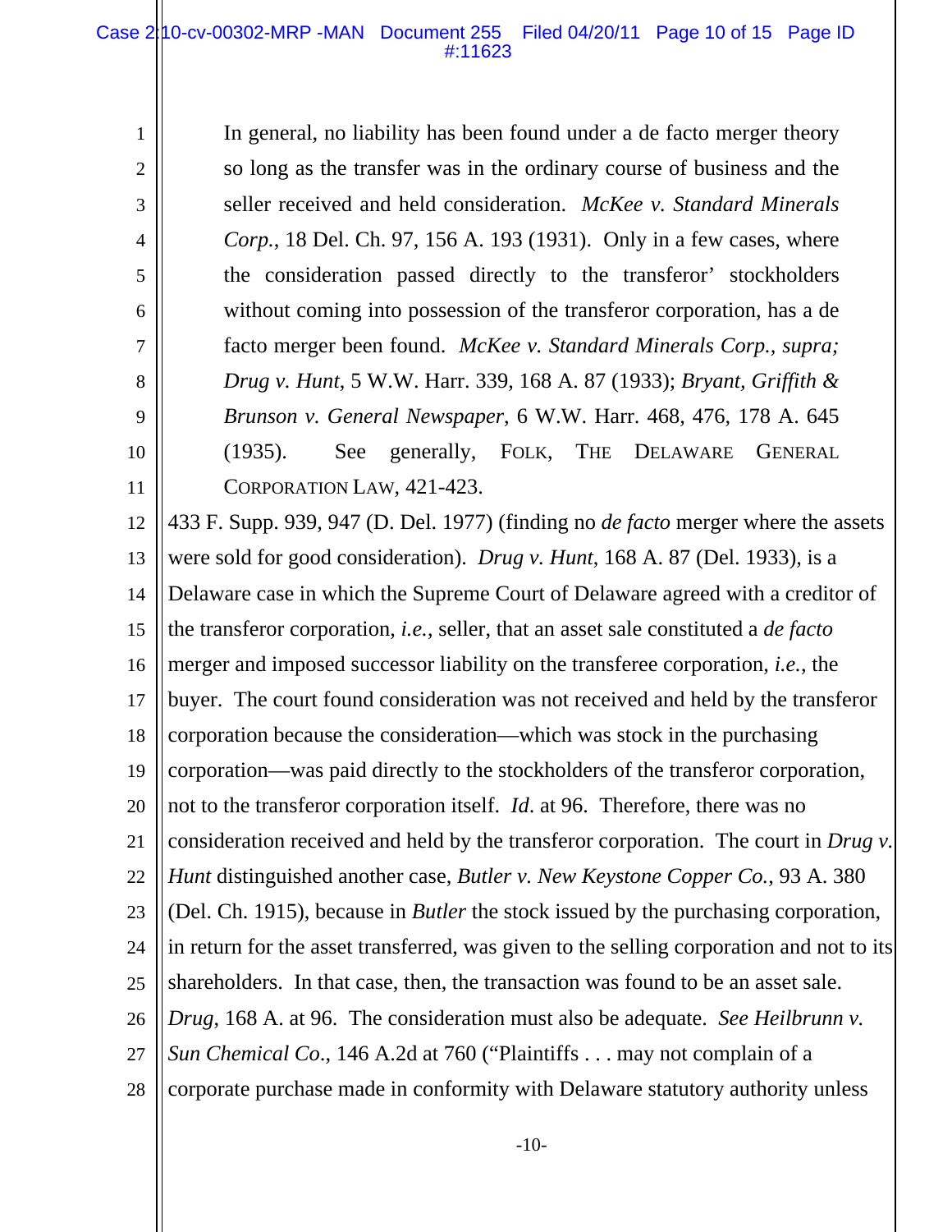> In general, no liability has been found under a de facto merger theory so long as the transfer was in the ordinary course of business and the seller received and held consideration. *McKee v. Standard Minerals Corp.*, 18 Del. Ch. 97, 156 A. 193 (1931). Only in a few cases, where the consideration passed directly to the transferor' stockholders without coming into possession of the transferor corporation, has a de facto merger been found. *McKee v. Standard Minerals Corp., supra; Drug v. Hunt*, 5 W.W. Harr. 339, 168 A. 87 (1933); *Bryant, Griffith & Brunson v. General Newspaper*, 6 W.W. Harr. 468, 476, 178 A. 645 (1935). See generally, FOLK, THE DELAWARE GENERAL CORPORATION LAW, 421-423.

433 F. Supp. 939, 947 (D. Del. 1977) (finding no *de facto* merger where the assets were sold for good consideration). *Drug v. Hunt*, 168 A. 87 (Del. 1933), is a Delaware case in which the Supreme Court of Delaware agreed with a creditor of the transferor corporation, *i.e.*, seller, that an asset sale constituted a *de facto* merger and imposed successor liability on the transferee corporation, *i.e.*, the buyer. The court found consideration was not received and held by the transferor corporation because the consideration—which was stock in the purchasing corporation—was paid directly to the stockholders of the transferor corporation, not to the transferor corporation itself. *Id*. at 96. Therefore, there was no consideration received and held by the transferor corporation. The court in *Drug v. Hunt* distinguished another case, *Butler v. New Keystone Copper Co.*, 93 A. 380 (Del. Ch. 1915), because in *Butler* the stock issued by the purchasing corporation, in return for the asset transferred, was given to the selling corporation and not to its shareholders. In that case, then, the transaction was found to be an asset sale. *Drug*, 168 A. at 96. The consideration must also be adequate. *See Heilbrunn v. Sun Chemical Co.*, 146 A.2d at 760 ("Plaintiffs . . . may not complain of a corporate purchase made in conformity with Delaware statutory authority unless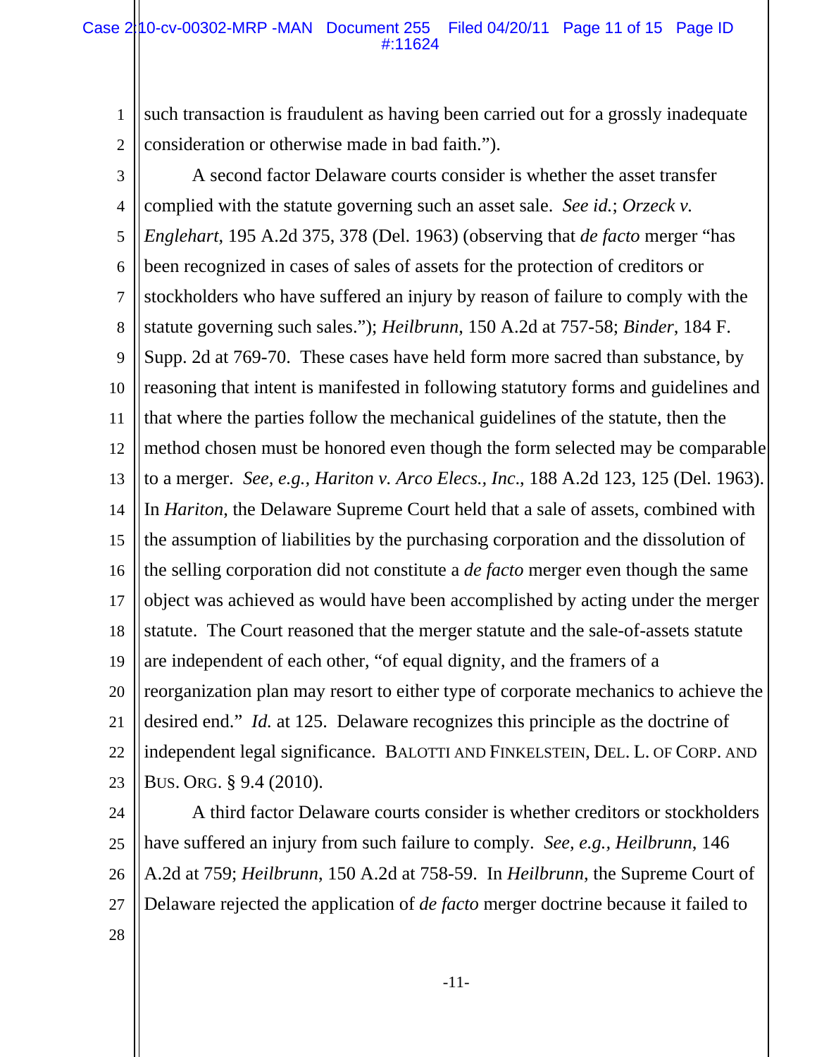such transaction is fraudulent as having been carried out for a grossly inadequate consideration or otherwise made in bad faith.").

A second factor Delaware courts consider is whether the asset transfer complied with the statute governing such an asset sale. *See id.*; *Orzeck v. Englehart*, 195 A.2d 375, 378 (Del. 1963) (observing that *de facto* merger "has been recognized in cases of sales of assets for the protection of creditors or stockholders who have suffered an injury by reason of failure to comply with the statute governing such sales."); *Heilbrunn*, 150 A.2d at 757-58; *Binder*, 184 F. Supp. 2d at 769-70. These cases have held form more sacred than substance, by reasoning that intent is manifested in following statutory forms and guidelines and that where the parties follow the mechanical guidelines of the statute, then the method chosen must be honored even though the form selected may be comparable to a merger. *See, e.g., Hariton v. Arco Elecs., Inc.*, 188 A.2d 123, 125 (Del. 1963). In *Hariton*, the Delaware Supreme Court held that a sale of assets, combined with the assumption of liabilities by the purchasing corporation and the dissolution of the selling corporation did not constitute a *de facto* merger even though the same object was achieved as would have been accomplished by acting under the merger statute. The Court reasoned that the merger statute and the sale-of-assets statute are independent of each other, "of equal dignity, and the framers of a reorganization plan may resort to either type of corporate mechanics to achieve the desired end." *Id.* at 125. Delaware recognizes this principle as the doctrine of independent legal significance. BALOTTI AND FINKELSTEIN, DEL. L. OF CORP. AND BUS. ORG. § 9.4 (2010).

A third factor Delaware courts consider is whether creditors or stockholders have suffered an injury from such failure to comply. *See, e.g., Heilbrunn*, 146 A.2d at 759; *Heilbrunn*, 150 A.2d at 758-59. In *Heilbrunn*, the Supreme Court of Delaware rejected the application of *de facto* merger doctrine because it failed to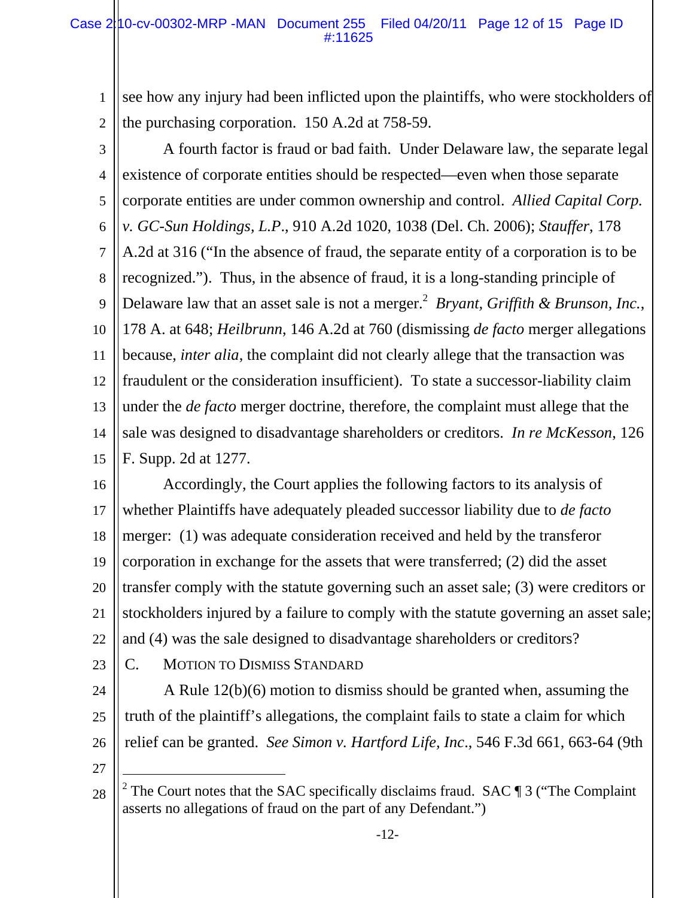see how any injury had been inflicted upon the plaintiffs, who were stockholders of the purchasing corporation. 150 A.2d at 758-59.

A fourth factor is fraud or bad faith. Under Delaware law, the separate legal existence of corporate entities should be respected—even when those separate corporate entities are under common ownership and control. *Allied Capital Corp. v. GC-Sun Holdings, L.P.*, 910 A.2d 1020, 1038 (Del. Ch. 2006); *Stauffer*, 178 A.2d at 316 ("In the absence of fraud, the separate entity of a corporation is to be recognized."). Thus, in the absence of fraud, it is a long-standing principle of Delaware law that an asset sale is not a merger.[2] *Bryant, Griffith & Brunson, Inc.*, 178 A. at 648; *Heilbrunn*, 146 A.2d at 760 (dismissing *de facto* merger allegations because, *inter alia*, the complaint did not clearly allege that the transaction was fraudulent or the consideration insufficient). To state a successor-liability claim under the *de facto* merger doctrine, therefore, the complaint must allege that the sale was designed to disadvantage shareholders or creditors. *In re McKesson*, 126 F. Supp. 2d at 1277.

Accordingly, the Court applies the following factors to its analysis of whether Plaintiffs have adequately pleaded successor liability due to *de facto* merger: (1) was adequate consideration received and held by the transferor corporation in exchange for the assets that were transferred; (2) did the asset transfer comply with the statute governing such an asset sale; (3) were creditors or stockholders injured by a failure to comply with the statute governing an asset sale; and (4) was the sale designed to disadvantage shareholders or creditors?

### C. Motion to Dismiss Standard

A Rule 12(b)(6) motion to dismiss should be granted when, assuming the truth of the plaintiff's allegations, the complaint fails to state a claim for which relief can be granted. *See Simon v. Hartford Life, Inc.*, 546 F.3d 661, 663-64 (9th

---

[2] The Court notes that the SAC specifically disclaims fraud. SAC ¶ 3 ("The Complaint asserts no allegations of fraud on the part of any Defendant.")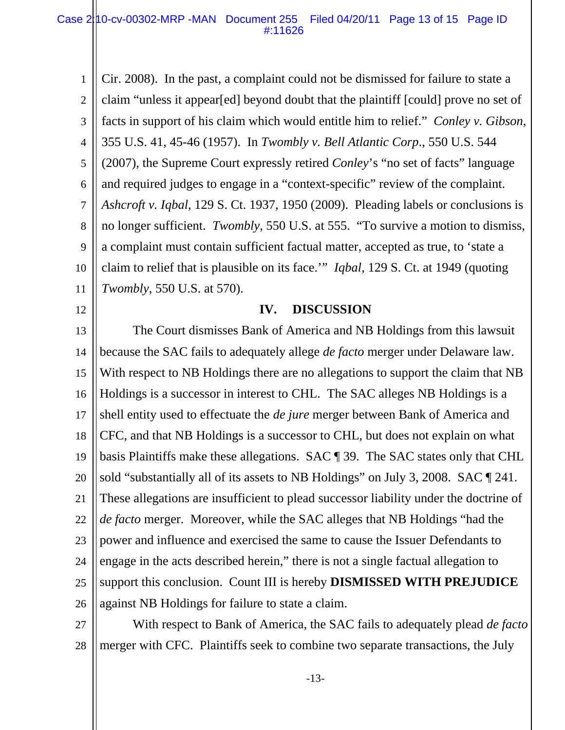Cir. 2008). In the past, a complaint could not be dismissed for failure to state a claim "unless it appear[ed] beyond doubt that the plaintiff [could] prove no set of facts in support of his claim which would entitle him to relief." *Conley v. Gibson*, 355 U.S. 41, 45-46 (1957). In *Twombly v. Bell Atlantic Corp*., 550 U.S. 544 (2007), the Supreme Court expressly retired *Conley*'s "no set of facts" language and required judges to engage in a "context-specific" review of the complaint. *Ashcroft v. Iqbal*, 129 S. Ct. 1937, 1950 (2009). Pleading labels or conclusions is no longer sufficient. *Twombly*, 550 U.S. at 555. "To survive a motion to dismiss, a complaint must contain sufficient factual matter, accepted as true, to 'state a claim to relief that is plausible on its face.'" *Iqbal*, 129 S. Ct. at 1949 (quoting *Twombly*, 550 U.S. at 570).

## IV. DISCUSSION

The Court dismisses Bank of America and NB Holdings from this lawsuit because the SAC fails to adequately allege *de facto* merger under Delaware law. With respect to NB Holdings there are no allegations to support the claim that NB Holdings is a successor in interest to CHL. The SAC alleges NB Holdings is a shell entity used to effectuate the *de jure* merger between Bank of America and CFC, and that NB Holdings is a successor to CHL, but does not explain on what basis Plaintiffs make these allegations. SAC ¶ 39. The SAC states only that CHL sold "substantially all of its assets to NB Holdings" on July 3, 2008. SAC ¶ 241. These allegations are insufficient to plead successor liability under the doctrine of *de facto* merger. Moreover, while the SAC alleges that NB Holdings "had the power and influence and exercised the same to cause the Issuer Defendants to engage in the acts described herein," there is not a single factual allegation to support this conclusion. Count III is hereby **DISMISSED WITH PREJUDICE** against NB Holdings for failure to state a claim.

With respect to Bank of America, the SAC fails to adequately plead *de facto* merger with CFC. Plaintiffs seek to combine two separate transactions, the July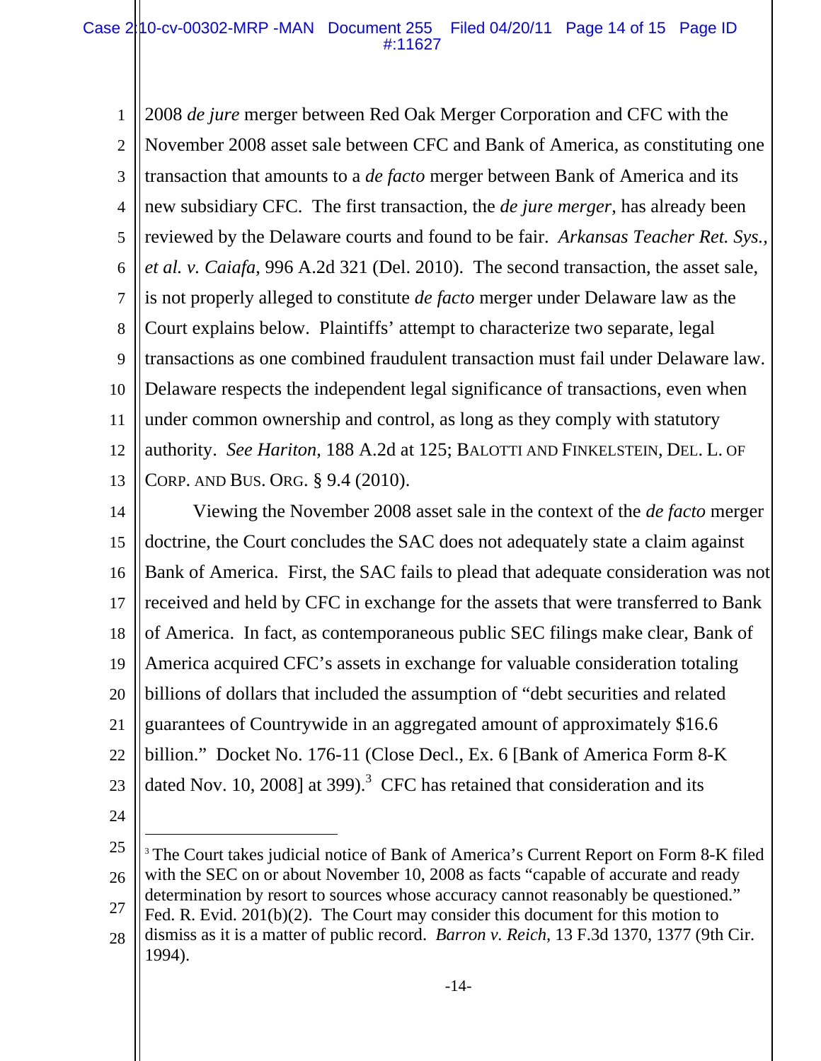2008 *de jure* merger between Red Oak Merger Corporation and CFC with the November 2008 asset sale between CFC and Bank of America, as constituting one transaction that amounts to a *de facto* merger between Bank of America and its new subsidiary CFC. The first transaction, the *de jure merger*, has already been reviewed by the Delaware courts and found to be fair. *Arkansas Teacher Ret. Sys., et al. v. Caiafa*, 996 A.2d 321 (Del. 2010). The second transaction, the asset sale, is not properly alleged to constitute *de facto* merger under Delaware law as the Court explains below. Plaintiffs' attempt to characterize two separate, legal transactions as one combined fraudulent transaction must fail under Delaware law. Delaware respects the independent legal significance of transactions, even when under common ownership and control, as long as they comply with statutory authority. *See Hariton*, 188 A.2d at 125; BALOTTI AND FINKELSTEIN, DEL. L. OF CORP. AND BUS. ORG. § 9.4 (2010).

Viewing the November 2008 asset sale in the context of the *de facto* merger doctrine, the Court concludes the SAC does not adequately state a claim against Bank of America. First, the SAC fails to plead that adequate consideration was not received and held by CFC in exchange for the assets that were transferred to Bank of America. In fact, as contemporaneous public SEC filings make clear, Bank of America acquired CFC's assets in exchange for valuable consideration totaling billions of dollars that included the assumption of "debt securities and related guarantees of Countrywide in an aggregated amount of approximately $16.6 billion." Docket No. 176-11 (Close Decl., Ex. 6 [Bank of America Form 8-K dated Nov. 10, 2008] at 399).[3] CFC has retained that consideration and its

---

[3] The Court takes judicial notice of Bank of America's Current Report on Form 8-K filed with the SEC on or about November 10, 2008 as facts "capable of accurate and ready determination by resort to sources whose accuracy cannot reasonably be questioned." Fed. R. Evid. 201(b)(2). The Court may consider this document for this motion to dismiss as it is a matter of public record. *Barron v. Reich*, 13 F.3d 1370, 1377 (9th Cir. 1994).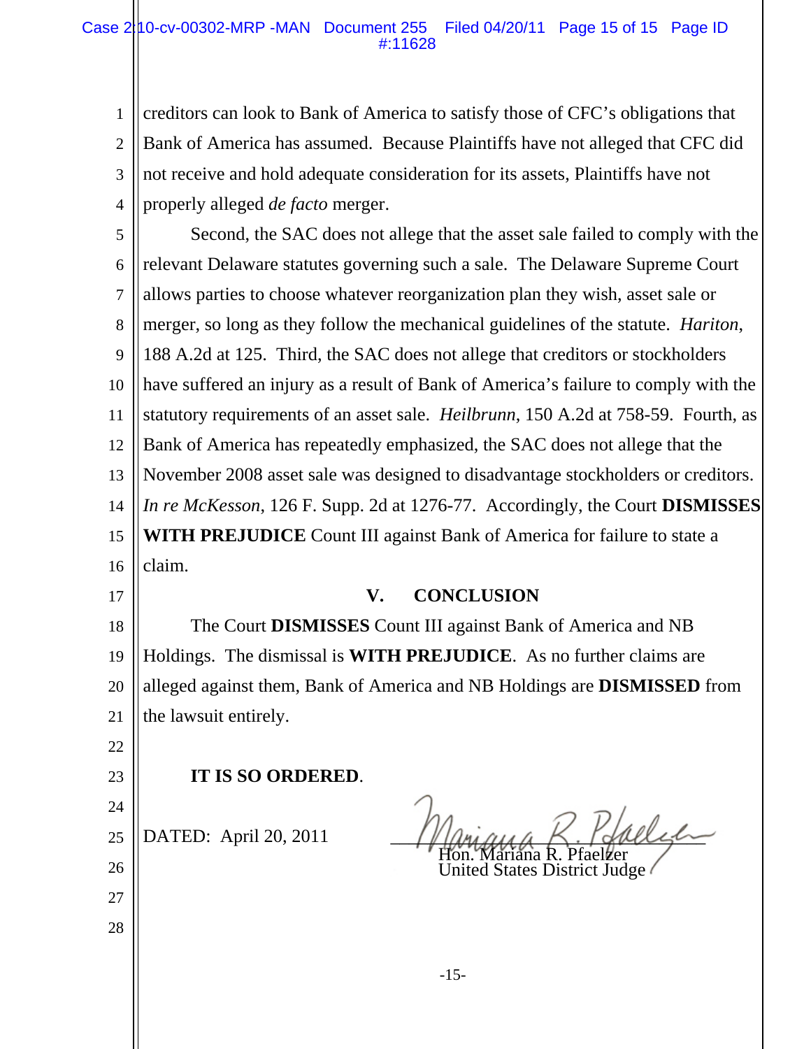creditors can look to Bank of America to satisfy those of CFC's obligations that Bank of America has assumed. Because Plaintiffs have not alleged that CFC did not receive and hold adequate consideration for its assets, Plaintiffs have not properly alleged *de facto* merger.

Second, the SAC does not allege that the asset sale failed to comply with the relevant Delaware statutes governing such a sale. The Delaware Supreme Court allows parties to choose whatever reorganization plan they wish, asset sale or merger, so long as they follow the mechanical guidelines of the statute. *Hariton*, 188 A.2d at 125. Third, the SAC does not allege that creditors or stockholders have suffered an injury as a result of Bank of America's failure to comply with the statutory requirements of an asset sale. *Heilbrunn*, 150 A.2d at 758-59. Fourth, as Bank of America has repeatedly emphasized, the SAC does not allege that the November 2008 asset sale was designed to disadvantage stockholders or creditors. *In re McKesson*, 126 F. Supp. 2d at 1276-77. Accordingly, the Court **DISMISSES WITH PREJUDICE** Count III against Bank of America for failure to state a claim.

## V. CONCLUSION

The Court **DISMISSES** Count III against Bank of America and NB Holdings. The dismissal is **WITH PREJUDICE**. As no further claims are alleged against them, Bank of America and NB Holdings are **DISMISSED** from the lawsuit entirely.

**IT IS SO ORDERED**.

DATED: April 20, 2011

Hon. Mariana R. Pfaelzer
United States District Judge